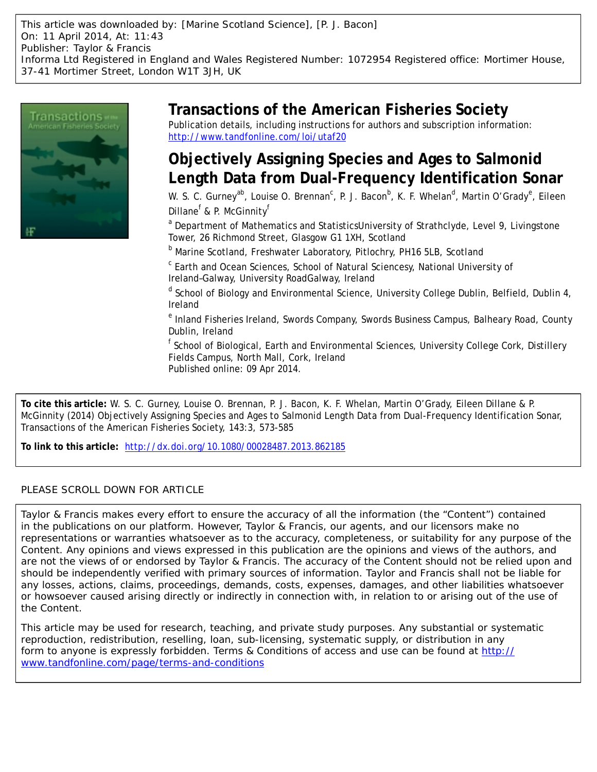This article was downloaded by: [Marine Scotland Science], [P. J. Bacon]
On: 11 April 2014, At: 11:43
Publisher: Taylor & Francis
Informa Ltd Registered in England and Wales Registered Number: 1072954 Registered office: Mortimer House, 37-41 Mortimer Street, London W1T 3JH, UK

# Transactions of the American Fisheries Society

Publication details, including instructions for authors and subscription information:
http://www.tandfonline.com/loi/utaf20

## Objectively Assigning Species and Ages to Salmonid Length Data from Dual-Frequency Identification Sonar

W. S. C. Gurney[a][b], Louise O. Brennan[c], P. J. Bacon[b], K. F. Whelan[d], Martin O'Grady[e], Eileen Dillane[f] & P. McGinnity[f]

[a] Department of Mathematics and StatisticsUniversity of Strathclyde, Level 9, Livingstone Tower, 26 Richmond Street, Glasgow G1 1XH, Scotland

[b] Marine Scotland, Freshwater Laboratory, Pitlochry, PH16 5LB, Scotland

[c] Earth and Ocean Sciences, School of Natural Sciencesy, National University of Ireland–Galway, University RoadGalway, Ireland

[d] School of Biology and Environmental Science, University College Dublin, Belfield, Dublin 4, Ireland

[e] Inland Fisheries Ireland, Swords Company, Swords Business Campus, Balheary Road, County Dublin, Ireland

[f] School of Biological, Earth and Environmental Sciences, University College Cork, Distillery Fields Campus, North Mall, Cork, Ireland

Published online: 09 Apr 2014.

**To cite this article:** W. S. C. Gurney, Louise O. Brennan, P. J. Bacon, K. F. Whelan, Martin O'Grady, Eileen Dillane & P. McGinnity (2014) Objectively Assigning Species and Ages to Salmonid Length Data from Dual-Frequency Identification Sonar, Transactions of the American Fisheries Society, 143:3, 573-585

**To link to this article:** http://dx.doi.org/10.1080/00028487.2013.862185

PLEASE SCROLL DOWN FOR ARTICLE

Taylor & Francis makes every effort to ensure the accuracy of all the information (the "Content") contained in the publications on our platform. However, Taylor & Francis, our agents, and our licensors make no representations or warranties whatsoever as to the accuracy, completeness, or suitability for any purpose of the Content. Any opinions and views expressed in this publication are the opinions and views of the authors, and are not the views of or endorsed by Taylor & Francis. The accuracy of the Content should not be relied upon and should be independently verified with primary sources of information. Taylor and Francis shall not be liable for any losses, actions, claims, proceedings, demands, costs, expenses, damages, and other liabilities whatsoever or howsoever caused arising directly or indirectly in connection with, in relation to or arising out of the use of the Content.

This article may be used for research, teaching, and private study purposes. Any substantial or systematic reproduction, redistribution, reselling, loan, sub-licensing, systematic supply, or distribution in any form to anyone is expressly forbidden. Terms & Conditions of access and use can be found at http://www.tandfonline.com/page/terms-and-conditions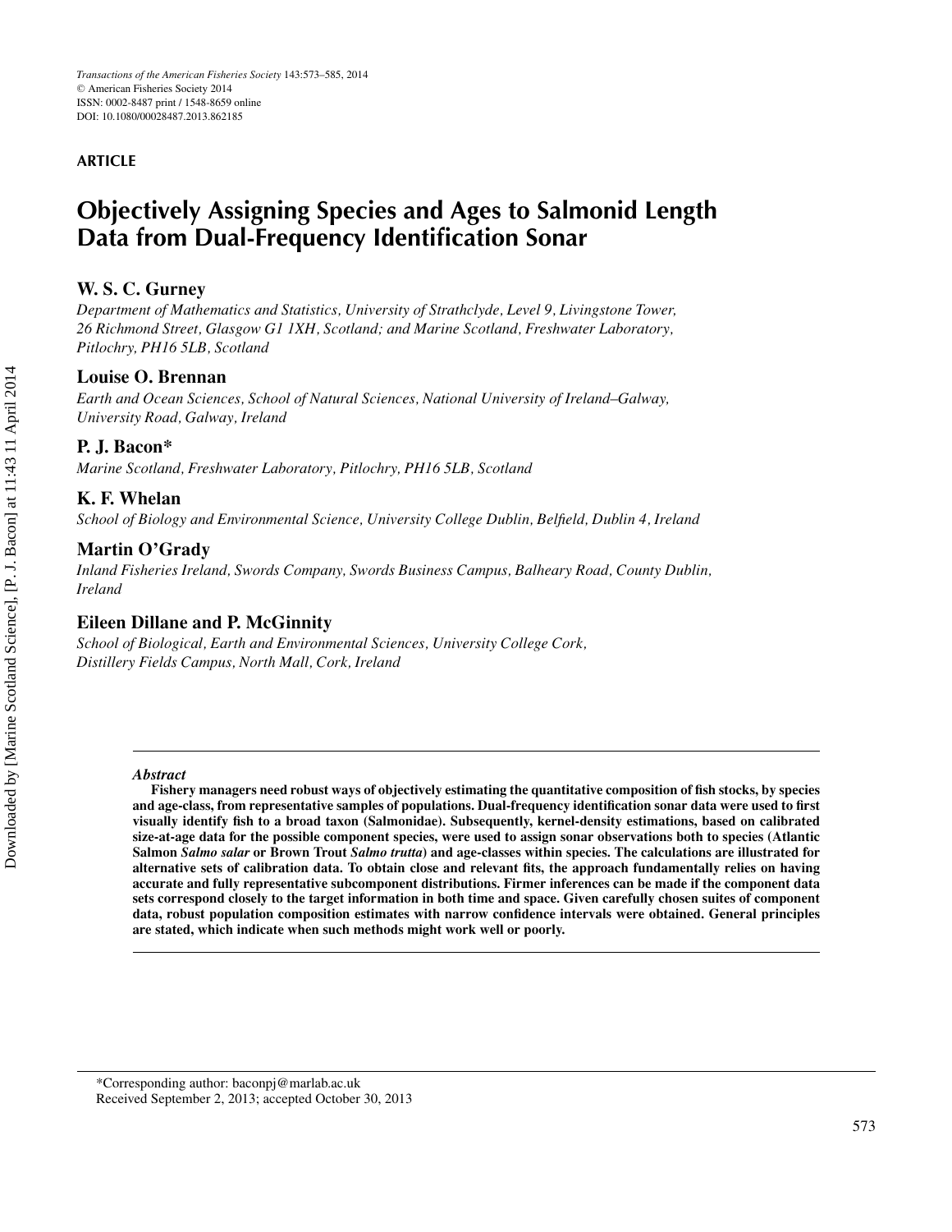**ARTICLE**

# Objectively Assigning Species and Ages to Salmonid Length Data from Dual-Frequency Identification Sonar

**W. S. C. Gurney**

*Department of Mathematics and Statistics, University of Strathclyde, Level 9, Livingstone Tower, 26 Richmond Street, Glasgow G1 1XH, Scotland; and Marine Scotland, Freshwater Laboratory, Pitlochry, PH16 5LB, Scotland*

**Louise O. Brennan**

*Earth and Ocean Sciences, School of Natural Sciences, National University of Ireland–Galway, University Road, Galway, Ireland*

**P. J. Bacon***

*Marine Scotland, Freshwater Laboratory, Pitlochry, PH16 5LB, Scotland*

**K. F. Whelan**

*School of Biology and Environmental Science, University College Dublin, Belfield, Dublin 4, Ireland*

**Martin O'Grady**

*Inland Fisheries Ireland, Swords Company, Swords Business Campus, Balheary Road, County Dublin, Ireland*

**Eileen Dillane and P. McGinnity**

*School of Biological, Earth and Environmental Sciences, University College Cork, Distillery Fields Campus, North Mall, Cork, Ireland*

***Abstract***

**Fishery managers need robust ways of objectively estimating the quantitative composition of fish stocks, by species and age-class, from representative samples of populations. Dual-frequency identification sonar data were used to first visually identify fish to a broad taxon (Salmonidae). Subsequently, kernel-density estimations, based on calibrated size-at-age data for the possible component species, were used to assign sonar observations both to species (Atlantic Salmon *Salmo salar* or Brown Trout *Salmo trutta*) and age-classes within species. The calculations are illustrated for alternative sets of calibration data. To obtain close and relevant fits, the approach fundamentally relies on having accurate and fully representative subcomponent distributions. Firmer inferences can be made if the component data sets correspond closely to the target information in both time and space. Given carefully chosen suites of component data, robust population composition estimates with narrow confidence intervals were obtained. General principles are stated, which indicate when such methods might work well or poorly.**

*Corresponding author: baconpj@marlab.ac.uk
Received September 2, 2013; accepted October 30, 2013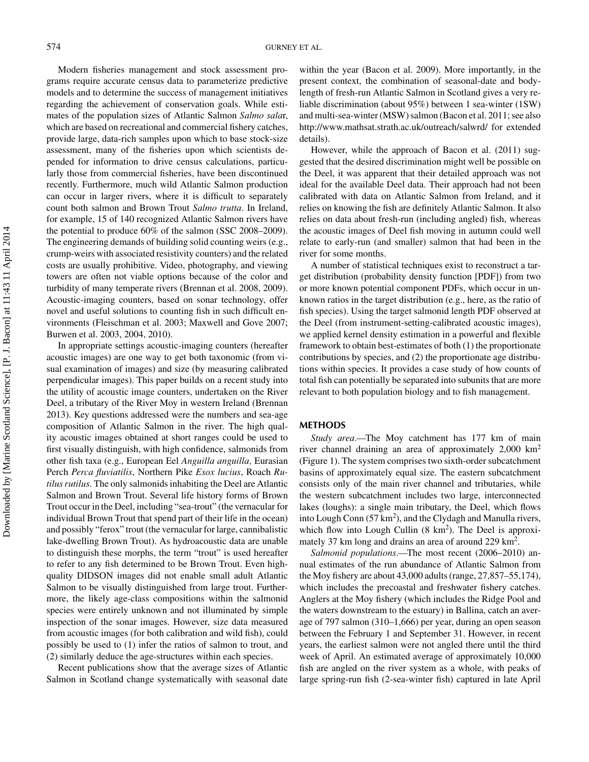Modern fisheries management and stock assessment programs require accurate census data to parameterize predictive models and to determine the success of management initiatives regarding the achievement of conservation goals. While estimates of the population sizes of Atlantic Salmon *Salmo salar*, which are based on recreational and commercial fishery catches, provide large, data-rich samples upon which to base stock-size assessment, many of the fisheries upon which scientists depended for information to drive census calculations, particularly those from commercial fisheries, have been discontinued recently. Furthermore, much wild Atlantic Salmon production can occur in larger rivers, where it is difficult to separately count both salmon and Brown Trout *Salmo trutta*. In Ireland, for example, 15 of 140 recognized Atlantic Salmon rivers have the potential to produce 60% of the salmon (SSC 2008–2009). The engineering demands of building solid counting weirs (e.g., crump-weirs with associated resistivity counters) and the related costs are usually prohibitive. Video, photography, and viewing towers are often not viable options because of the color and turbidity of many temperate rivers (Brennan et al. 2008, 2009). Acoustic-imaging counters, based on sonar technology, offer novel and useful solutions to counting fish in such difficult environments (Fleischman et al. 2003; Maxwell and Gove 2007; Burwen et al. 2003, 2004, 2010).

In appropriate settings acoustic-imaging counters (hereafter acoustic images) are one way to get both taxonomic (from visual examination of images) and size (by measuring calibrated perpendicular images). This paper builds on a recent study into the utility of acoustic image counters, undertaken on the River Deel, a tributary of the River Moy in western Ireland (Brennan 2013). Key questions addressed were the numbers and sea-age composition of Atlantic Salmon in the river. The high quality acoustic images obtained at short ranges could be used to first visually distinguish, with high confidence, salmonids from other fish taxa (e.g., European Eel *Anguilla anguilla,* Eurasian Perch *Perca fluviatilis*, Northern Pike *Esox lucius*, Roach *Rutilus rutilus*. The only salmonids inhabiting the Deel are Atlantic Salmon and Brown Trout. Several life history forms of Brown Trout occur in the Deel, including "sea-trout" (the vernacular for individual Brown Trout that spend part of their life in the ocean) and possibly "ferox" trout (the vernacular for large, cannibalistic lake-dwelling Brown Trout). As hydroacoustic data are unable to distinguish these morphs, the term "trout" is used hereafter to refer to any fish determined to be Brown Trout. Even high-quality DIDSON images did not enable small adult Atlantic Salmon to be visually distinguished from large trout. Furthermore, the likely age-class compositions within the salmonid species were entirely unknown and not illuminated by simple inspection of the sonar images. However, size data measured from acoustic images (for both calibration and wild fish), could possibly be used to (1) infer the ratios of salmon to trout, and (2) similarly deduce the age-structures within each species.

Recent publications show that the average sizes of Atlantic Salmon in Scotland change systematically with seasonal date within the year (Bacon et al. 2009). More importantly, in the present context, the combination of seasonal-date and body-length of fresh-run Atlantic Salmon in Scotland gives a very reliable discrimination (about 95%) between 1 sea-winter (1SW) and multi-sea-winter (MSW) salmon (Bacon et al. 2011; see also http://www.mathsat.strath.ac.uk/outreach/salwrd/ for extended details).

However, while the approach of Bacon et al. (2011) suggested that the desired discrimination might well be possible on the Deel, it was apparent that their detailed approach was not ideal for the available Deel data. Their approach had not been calibrated with data on Atlantic Salmon from Ireland, and it relies on knowing the fish are definitely Atlantic Salmon. It also relies on data about fresh-run (including angled) fish, whereas the acoustic images of Deel fish moving in autumn could well relate to early-run (and smaller) salmon that had been in the river for some months.

A number of statistical techniques exist to reconstruct a target distribution (probability density function [PDF]) from two or more known potential component PDFs, which occur in unknown ratios in the target distribution (e.g., here, as the ratio of fish species). Using the target salmonid length PDF observed at the Deel (from instrument-setting-calibrated acoustic images), we applied kernel density estimation in a powerful and flexible framework to obtain best-estimates of both (1) the proportionate contributions by species, and (2) the proportionate age distributions within species. It provides a case study of how counts of total fish can potentially be separated into subunits that are more relevant to both population biology and to fish management.

## METHODS

*Study area*.—The Moy catchment has 177 km of main river channel draining an area of approximately 2,000 km$^2$ (Figure 1). The system comprises two sixth-order subcatchment basins of approximately equal size. The eastern subcatchment consists only of the main river channel and tributaries, while the western subcatchment includes two large, interconnected lakes (loughs): a single main tributary, the Deel, which flows into Lough Conn (57 km$^2$), and the Clydagh and Manulla rivers, which flow into Lough Cullin (8 km$^2$). The Deel is approximately 37 km long and drains an area of around 229 km$^2$.

*Salmonid populations*.—The most recent (2006–2010) annual estimates of the run abundance of Atlantic Salmon from the Moy fishery are about 43,000 adults (range, 27,857–55,174), which includes the precoastal and freshwater fishery catches. Anglers at the Moy fishery (which includes the Ridge Pool and the waters downstream to the estuary) in Ballina, catch an average of 797 salmon (310–1,666) per year, during an open season between the February 1 and September 31. However, in recent years, the earliest salmon were not angled there until the third week of April. An estimated average of approximately 10,000 fish are angled on the river system as a whole, with peaks of large spring-run fish (2-sea-winter fish) captured in late April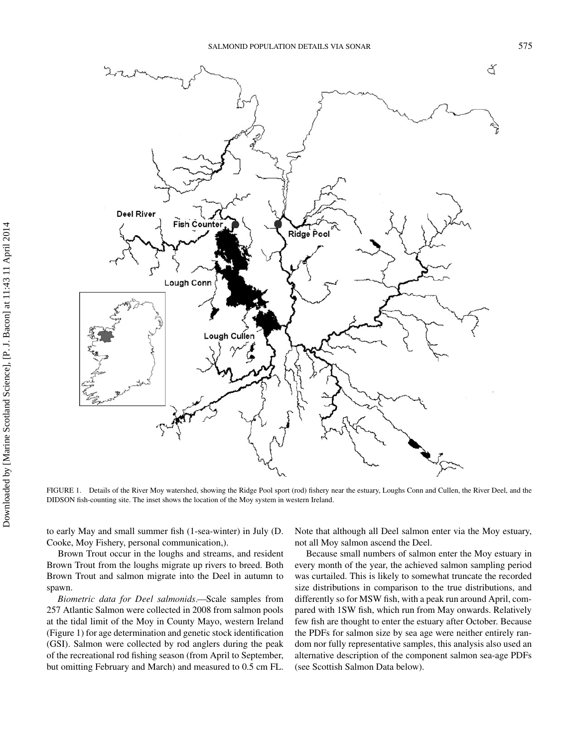FIGURE 1. Details of the River Moy watershed, showing the Ridge Pool sport (rod) fishery near the estuary, Loughs Conn and Cullen, the River Deel, and the DIDSON fish-counting site. The inset shows the location of the Moy system in western Ireland.

to early May and small summer fish (1-sea-winter) in July (D. Cooke, Moy Fishery, personal communication,).

Brown Trout occur in the loughs and streams, and resident Brown Trout from the loughs migrate up rivers to breed. Both Brown Trout and salmon migrate into the Deel in autumn to spawn.

*Biometric data for Deel salmonids*.—Scale samples from 257 Atlantic Salmon were collected in 2008 from salmon pools at the tidal limit of the Moy in County Mayo, western Ireland (Figure 1) for age determination and genetic stock identification (GSI). Salmon were collected by rod anglers during the peak of the recreational rod fishing season (from April to September, but omitting February and March) and measured to 0.5 cm FL. Note that although all Deel salmon enter via the Moy estuary, not all Moy salmon ascend the Deel.

Because small numbers of salmon enter the Moy estuary in every month of the year, the achieved salmon sampling period was curtailed. This is likely to somewhat truncate the recorded size distributions in comparison to the true distributions, and differently so for MSW fish, with a peak run around April, compared with 1SW fish, which run from May onwards. Relatively few fish are thought to enter the estuary after October. Because the PDFs for salmon size by sea age were neither entirely random nor fully representative samples, this analysis also used an alternative description of the component salmon sea-age PDFs (see Scottish Salmon Data below).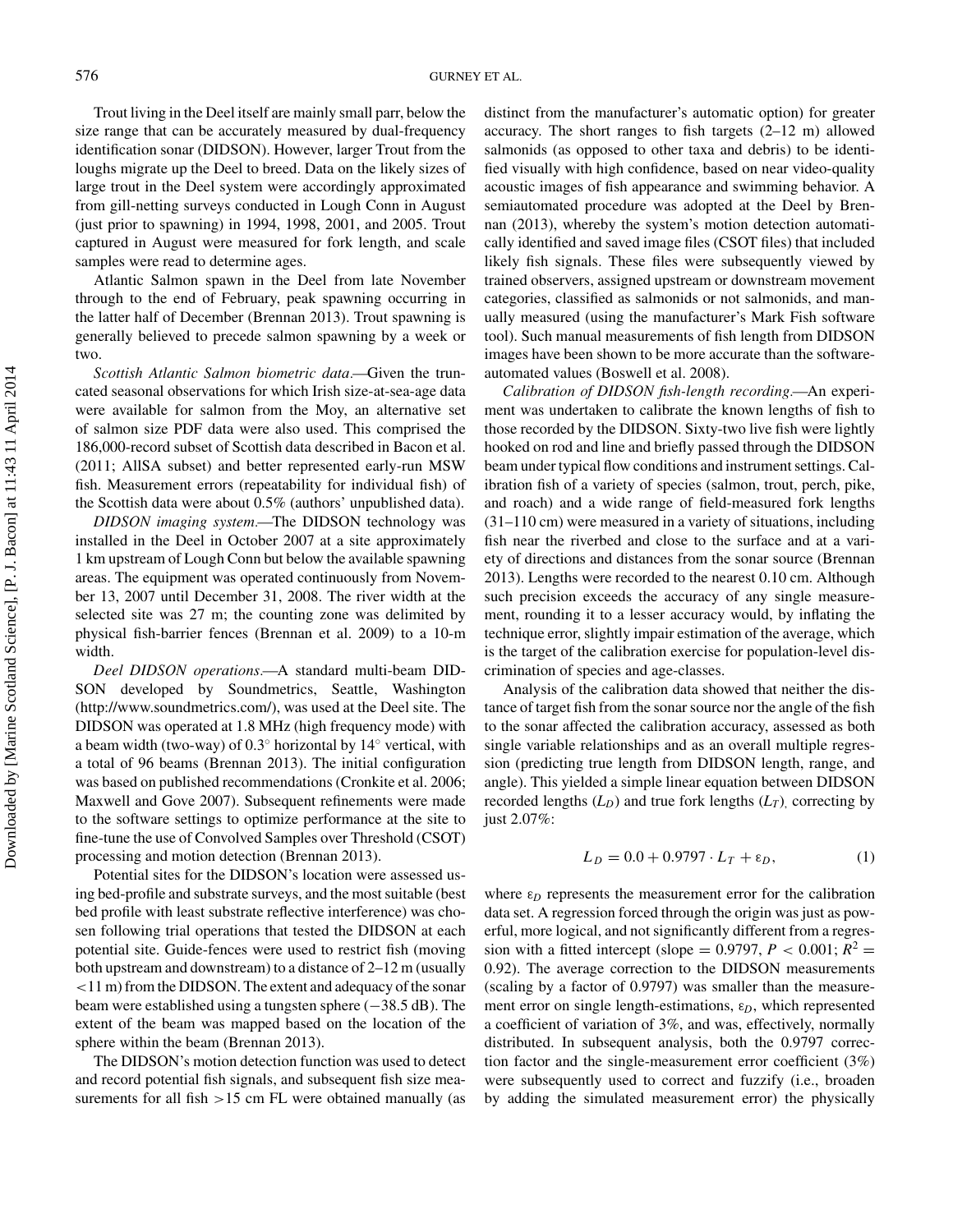Trout living in the Deel itself are mainly small parr, below the size range that can be accurately measured by dual-frequency identification sonar (DIDSON). However, larger Trout from the loughs migrate up the Deel to breed. Data on the likely sizes of large trout in the Deel system were accordingly approximated from gill-netting surveys conducted in Lough Conn in August (just prior to spawning) in 1994, 1998, 2001, and 2005. Trout captured in August were measured for fork length, and scale samples were read to determine ages.

Atlantic Salmon spawn in the Deel from late November through to the end of February, peak spawning occurring in the latter half of December (Brennan 2013). Trout spawning is generally believed to precede salmon spawning by a week or two.

*Scottish Atlantic Salmon biometric data*.—Given the truncated seasonal observations for which Irish size-at-sea-age data were available for salmon from the Moy, an alternative set of salmon size PDF data were also used. This comprised the 186,000-record subset of Scottish data described in Bacon et al. (2011; AllSA subset) and better represented early-run MSW fish. Measurement errors (repeatability for individual fish) of the Scottish data were about 0.5% (authors' unpublished data).

*DIDSON imaging system*.—The DIDSON technology was installed in the Deel in October 2007 at a site approximately 1 km upstream of Lough Conn but below the available spawning areas. The equipment was operated continuously from November 13, 2007 until December 31, 2008. The river width at the selected site was 27 m; the counting zone was delimited by physical fish-barrier fences (Brennan et al. 2009) to a 10-m width.

*Deel DIDSON operations*.—A standard multi-beam DIDSON developed by Soundmetrics, Seattle, Washington (http://www.soundmetrics.com/), was used at the Deel site. The DIDSON was operated at 1.8 MHz (high frequency mode) with a beam width (two-way) of 0.3° horizontal by 14° vertical, with a total of 96 beams (Brennan 2013). The initial configuration was based on published recommendations (Cronkite et al. 2006; Maxwell and Gove 2007). Subsequent refinements were made to the software settings to optimize performance at the site to fine-tune the use of Convolved Samples over Threshold (CSOT) processing and motion detection (Brennan 2013).

Potential sites for the DIDSON's location were assessed using bed-profile and substrate surveys, and the most suitable (best bed profile with least substrate reflective interference) was chosen following trial operations that tested the DIDSON at each potential site. Guide-fences were used to restrict fish (moving both upstream and downstream) to a distance of 2–12 m (usually <11 m) from the DIDSON. The extent and adequacy of the sonar beam were established using a tungsten sphere (−38.5 dB). The extent of the beam was mapped based on the location of the sphere within the beam (Brennan 2013).

The DIDSON's motion detection function was used to detect and record potential fish signals, and subsequent fish size measurements for all fish >15 cm FL were obtained manually (as distinct from the manufacturer's automatic option) for greater accuracy. The short ranges to fish targets (2–12 m) allowed salmonids (as opposed to other taxa and debris) to be identified visually with high confidence, based on near video-quality acoustic images of fish appearance and swimming behavior. A semiautomated procedure was adopted at the Deel by Brennan (2013), whereby the system's motion detection automatically identified and saved image files (CSOT files) that included likely fish signals. These files were subsequently viewed by trained observers, assigned upstream or downstream movement categories, classified as salmonids or not salmonids, and manually measured (using the manufacturer's Mark Fish software tool). Such manual measurements of fish length from DIDSON images have been shown to be more accurate than the software-automated values (Boswell et al. 2008).

*Calibration of DIDSON fish-length recording*.—An experiment was undertaken to calibrate the known lengths of fish to those recorded by the DIDSON. Sixty-two live fish were lightly hooked on rod and line and briefly passed through the DIDSON beam under typical flow conditions and instrument settings. Calibration fish of a variety of species (salmon, trout, perch, pike, and roach) and a wide range of field-measured fork lengths (31–110 cm) were measured in a variety of situations, including fish near the riverbed and close to the surface and at a variety of directions and distances from the sonar source (Brennan 2013). Lengths were recorded to the nearest 0.10 cm. Although such precision exceeds the accuracy of any single measurement, rounding it to a lesser accuracy would, by inflating the technique error, slightly impair estimation of the average, which is the target of the calibration exercise for population-level discrimination of species and age-classes.

Analysis of the calibration data showed that neither the distance of target fish from the sonar source nor the angle of the fish to the sonar affected the calibration accuracy, assessed as both single variable relationships and as an overall multiple regression (predicting true length from DIDSON length, range, and angle). This yielded a simple linear equation between DIDSON recorded lengths ($L_D$) and true fork lengths ($L_T$), correcting by just 2.07%:

$$L_D = 0.0 + 0.9797 \cdot L_T + \varepsilon_D, \tag{1}$$

where $\varepsilon_D$ represents the measurement error for the calibration data set. A regression forced through the origin was just as powerful, more logical, and not significantly different from a regression with a fitted intercept (slope = 0.9797, $P < 0.001$; $R^2 = 0.92$). The average correction to the DIDSON measurements (scaling by a factor of 0.9797) was smaller than the measurement error on single length-estimations, $\varepsilon_D$, which represented a coefficient of variation of 3%, and was, effectively, normally distributed. In subsequent analysis, both the 0.9797 correction factor and the single-measurement error coefficient (3%) were subsequently used to correct and fuzzify (i.e., broaden by adding the simulated measurement error) the physically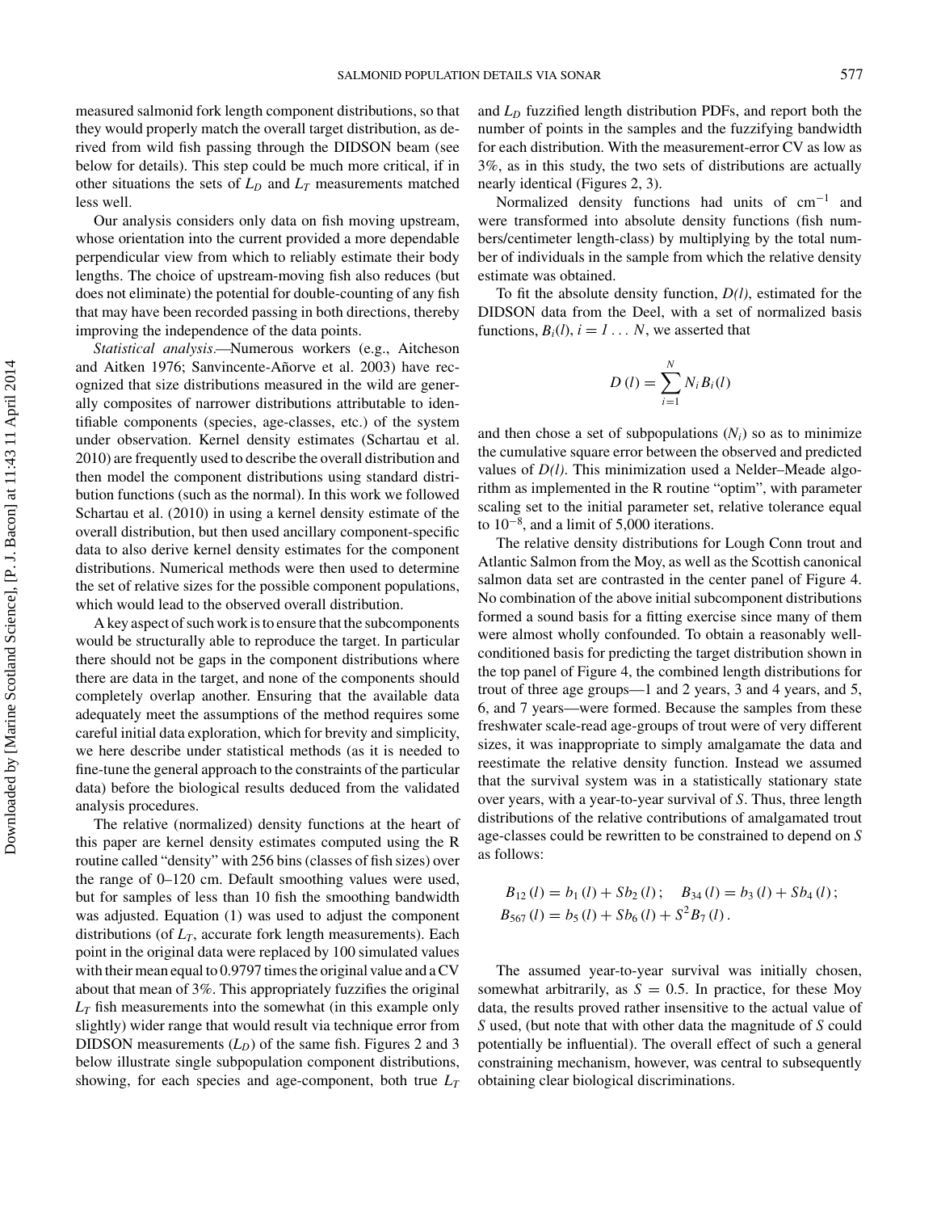measured salmonid fork length component distributions, so that they would properly match the overall target distribution, as derived from wild fish passing through the DIDSON beam (see below for details). This step could be much more critical, if in other situations the sets of $L_D$ and $L_T$ measurements matched less well.

Our analysis considers only data on fish moving upstream, whose orientation into the current provided a more dependable perpendicular view from which to reliably estimate their body lengths. The choice of upstream-moving fish also reduces (but does not eliminate) the potential for double-counting of any fish that may have been recorded passing in both directions, thereby improving the independence of the data points.

*Statistical analysis*.—Numerous workers (e.g., Aitcheson and Aitken 1976; Sanvincente-Añorve et al. 2003) have recognized that size distributions measured in the wild are generally composites of narrower distributions attributable to identifiable components (species, age-classes, etc.) of the system under observation. Kernel density estimates (Schartau et al. 2010) are frequently used to describe the overall distribution and then model the component distributions using standard distribution functions (such as the normal). In this work we followed Schartau et al. (2010) in using a kernel density estimate of the overall distribution, but then used ancillary component-specific data to also derive kernel density estimates for the component distributions. Numerical methods were then used to determine the set of relative sizes for the possible component populations, which would lead to the observed overall distribution.

A key aspect of such work is to ensure that the subcomponents would be structurally able to reproduce the target. In particular there should not be gaps in the component distributions where there are data in the target, and none of the components should completely overlap another. Ensuring that the available data adequately meet the assumptions of the method requires some careful initial data exploration, which for brevity and simplicity, we here describe under statistical methods (as it is needed to fine-tune the general approach to the constraints of the particular data) before the biological results deduced from the validated analysis procedures.

The relative (normalized) density functions at the heart of this paper are kernel density estimates computed using the R routine called "density" with 256 bins (classes of fish sizes) over the range of 0–120 cm. Default smoothing values were used, but for samples of less than 10 fish the smoothing bandwidth was adjusted. Equation (1) was used to adjust the component distributions (of $L_T$, accurate fork length measurements). Each point in the original data were replaced by 100 simulated values with their mean equal to 0.9797 times the original value and a CV about that mean of 3%. This appropriately fuzzifies the original $L_T$ fish measurements into the somewhat (in this example only slightly) wider range that would result via technique error from DIDSON measurements ($L_D$) of the same fish. Figures 2 and 3 below illustrate single subpopulation component distributions, showing, for each species and age-component, both true $L_T$ and $L_D$ fuzzified length distribution PDFs, and report both the number of points in the samples and the fuzzifying bandwidth for each distribution. With the measurement-error CV as low as 3%, as in this study, the two sets of distributions are actually nearly identical (Figures 2, 3).

Normalized density functions had units of cm$^{-1}$ and were transformed into absolute density functions (fish numbers/centimeter length-class) by multiplying by the total number of individuals in the sample from which the relative density estimate was obtained.

To fit the absolute density function, *D(l)*, estimated for the DIDSON data from the Deel, with a set of normalized basis functions, $B_i(l)$, $i = 1 \ldots N$, we asserted that

$$D(l) = \sum_{i=1}^{N} N_i B_i(l)$$

and then chose a set of subpopulations ($N_i$) so as to minimize the cumulative square error between the observed and predicted values of *D(l)*. This minimization used a Nelder–Meade algorithm as implemented in the R routine "optim", with parameter scaling set to the initial parameter set, relative tolerance equal to $10^{-8}$, and a limit of 5,000 iterations.

The relative density distributions for Lough Conn trout and Atlantic Salmon from the Moy, as well as the Scottish canonical salmon data set are contrasted in the center panel of Figure 4. No combination of the above initial subcomponent distributions formed a sound basis for a fitting exercise since many of them were almost wholly confounded. To obtain a reasonably well-conditioned basis for predicting the target distribution shown in the top panel of Figure 4, the combined length distributions for trout of three age groups—1 and 2 years, 3 and 4 years, and 5, 6, and 7 years—were formed. Because the samples from these freshwater scale-read age-groups of trout were of very different sizes, it was inappropriate to simply amalgamate the data and reestimate the relative density function. Instead we assumed that the survival system was in a statistically stationary state over years, with a year-to-year survival of *S*. Thus, three length distributions of the relative contributions of amalgamated trout age-classes could be rewritten to be constrained to depend on *S* as follows:

$$B_{12}(l) = b_1(l) + Sb_2(l); \quad B_{34}(l) = b_3(l) + Sb_4(l);$$
$$B_{567}(l) = b_5(l) + Sb_6(l) + S^2 B_7(l).$$

The assumed year-to-year survival was initially chosen, somewhat arbitrarily, as $S = 0.5$. In practice, for these Moy data, the results proved rather insensitive to the actual value of *S* used, (but note that with other data the magnitude of *S* could potentially be influential). The overall effect of such a general constraining mechanism, however, was central to subsequently obtaining clear biological discriminations.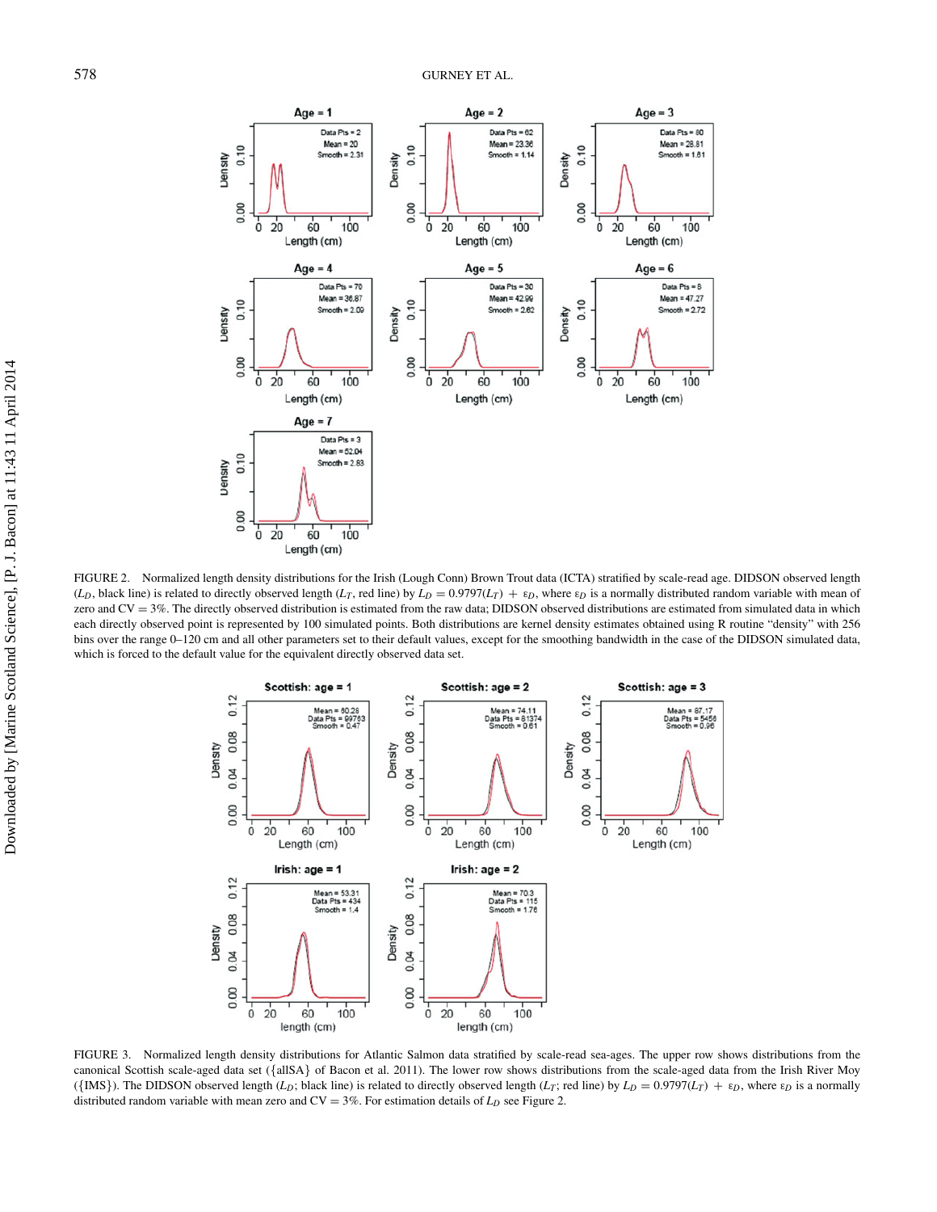FIGURE 2. Normalized length density distributions for the Irish (Lough Conn) Brown Trout data (ICTA) stratified by scale-read age. DIDSON observed length ($L_D$, black line) is related to directly observed length ($L_T$, red line) by $L_D = 0.9797(L_T) + \varepsilon_D$, where $\varepsilon_D$ is a normally distributed random variable with mean of zero and CV = 3%. The directly observed distribution is estimated from the raw data; DIDSON observed distributions are estimated from simulated data in which each directly observed point is represented by 100 simulated points. Both distributions are kernel density estimates obtained using R routine "density" with 256 bins over the range 0–120 cm and all other parameters set to their default values, except for the smoothing bandwidth in the case of the DIDSON simulated data, which is forced to the default value for the equivalent directly observed data set.

FIGURE 3. Normalized length density distributions for Atlantic Salmon data stratified by scale-read sea-ages. The upper row shows distributions from the canonical Scottish scale-aged data set ({allSA} of Bacon et al. 2011). The lower row shows distributions from the scale-aged data from the Irish River Moy ({IMS}). The DIDSON observed length ($L_D$; black line) is related to directly observed length ($L_T$; red line) by $L_D = 0.9797(L_T) + \varepsilon_D$, where $\varepsilon_D$ is a normally distributed random variable with mean zero and CV = 3%. For estimation details of $L_D$ see Figure 2.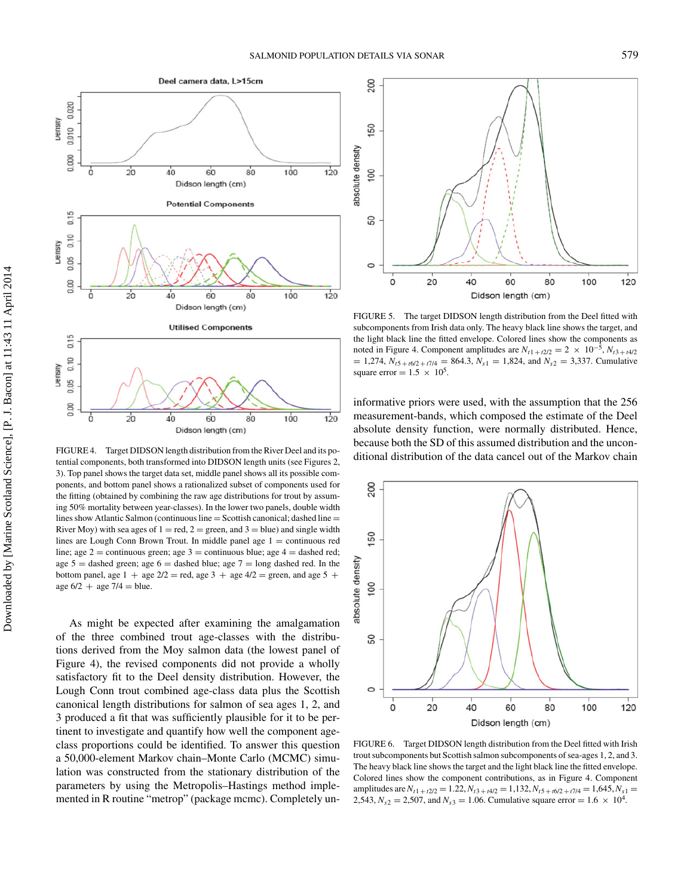FIGURE 4. Target DIDSON length distribution from the River Deel and its potential components, both transformed into DIDSON length units (see Figures 2, 3). Top panel shows the target data set, middle panel shows all its possible components, and bottom panel shows a rationalized subset of components used for the fitting (obtained by combining the raw age distributions for trout by assuming 50% mortality between year-classes). In the lower two panels, double width lines show Atlantic Salmon (continuous line = Scottish canonical; dashed line = River Moy) with sea ages of 1 = red, 2 = green, and 3 = blue) and single width lines are Lough Conn Brown Trout. In middle panel age 1 = continuous red line; age 2 = continuous green; age 3 = continuous blue; age 4 = dashed red; age 5 = dashed green; age 6 = dashed blue; age 7 = long dashed red. In the bottom panel, age 1 + age 2/2 = red, age 3 + age 4/2 = green, and age 5 + age 6/2 + age 7/4 = blue.

As might be expected after examining the amalgamation of the three combined trout age-classes with the distributions derived from the Moy salmon data (the lowest panel of Figure 4), the revised components did not provide a wholly satisfactory fit to the Deel density distribution. However, the Lough Conn trout combined age-class data plus the Scottish canonical length distributions for salmon of sea ages 1, 2, and 3 produced a fit that was sufficiently plausible for it to be pertinent to investigate and quantify how well the component age-class proportions could be identified. To answer this question a 50,000-element Markov chain–Monte Carlo (MCMC) simulation was constructed from the stationary distribution of the parameters by using the Metropolis–Hastings method implemented in R routine "metrop" (package mcmc). Completely uninformative priors were used, with the assumption that the 256 measurement-bands, which composed the estimate of the Deel absolute density function, were normally distributed. Hence, because both the SD of this assumed distribution and the unconditional distribution of the data cancel out of the Markov chain

FIGURE 5. The target DIDSON length distribution from the Deel fitted with subcomponents from Irish data only. The heavy black line shows the target, and the light black line the fitted envelope. Colored lines show the components as noted in Figure 4. Component amplitudes are $N_{t1+t2/2} = 2 \times 10^{-5}$, $N_{t3+t4/2} = 1{,}274$, $N_{t5+t6/2+t7/4} = 864.3$, $N_{s1} = 1{,}824$, and $N_{s2} = 3{,}337$. Cumulative square error $= 1.5 \times 10^{5}$.

FIGURE 6. Target DIDSON length distribution from the Deel fitted with Irish trout subcomponents but Scottish salmon subcomponents of sea-ages 1, 2, and 3. The heavy black line shows the target and the light black line the fitted envelope. Colored lines show the component contributions, as in Figure 4. Component amplitudes are $N_{t1+t2/2} = 1.22$, $N_{t3+t4/2} = 1{,}132$, $N_{t5+t6/2+t7/4} = 1{,}645$, $N_{s1} = 2{,}543$, $N_{s2} = 2{,}507$, and $N_{s3} = 1.06$. Cumulative square error $= 1.6 \times 10^{4}$.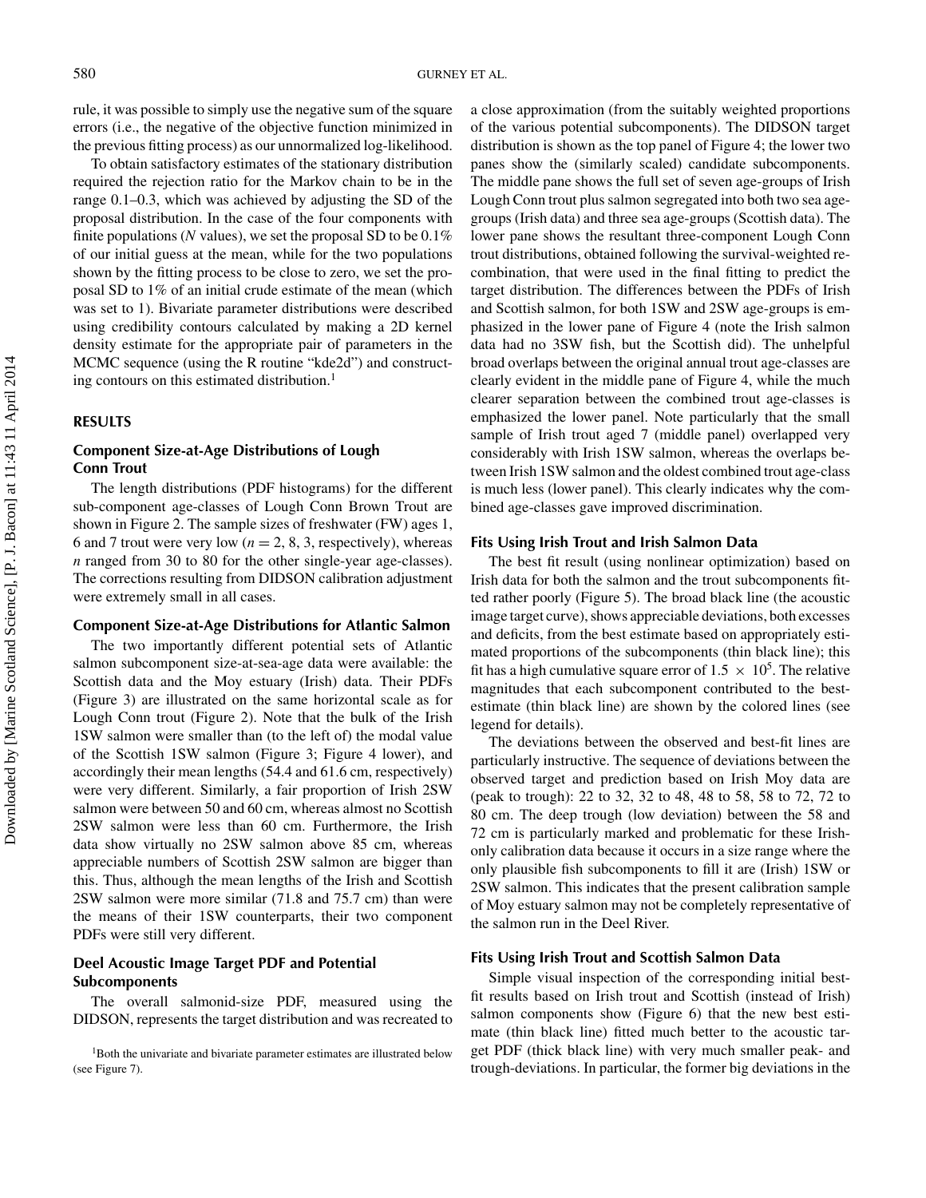rule, it was possible to simply use the negative sum of the square errors (i.e., the negative of the objective function minimized in the previous fitting process) as our unnormalized log-likelihood.

To obtain satisfactory estimates of the stationary distribution required the rejection ratio for the Markov chain to be in the range 0.1–0.3, which was achieved by adjusting the SD of the proposal distribution. In the case of the four components with finite populations (*N* values), we set the proposal SD to be 0.1% of our initial guess at the mean, while for the two populations shown by the fitting process to be close to zero, we set the proposal SD to 1% of an initial crude estimate of the mean (which was set to 1). Bivariate parameter distributions were described using credibility contours calculated by making a 2D kernel density estimate for the appropriate pair of parameters in the MCMC sequence (using the R routine "kde2d") and constructing contours on this estimated distribution.[1]

## RESULTS

### Component Size-at-Age Distributions of Lough Conn Trout

The length distributions (PDF histograms) for the different sub-component age-classes of Lough Conn Brown Trout are shown in Figure 2. The sample sizes of freshwater (FW) ages 1, 6 and 7 trout were very low ($n = 2, 8, 3$, respectively), whereas $n$ ranged from 30 to 80 for the other single-year age-classes). The corrections resulting from DIDSON calibration adjustment were extremely small in all cases.

### Component Size-at-Age Distributions for Atlantic Salmon

The two importantly different potential sets of Atlantic salmon subcomponent size-at-sea-age data were available: the Scottish data and the Moy estuary (Irish) data. Their PDFs (Figure 3) are illustrated on the same horizontal scale as for Lough Conn trout (Figure 2). Note that the bulk of the Irish 1SW salmon were smaller than (to the left of) the modal value of the Scottish 1SW salmon (Figure 3; Figure 4 lower), and accordingly their mean lengths (54.4 and 61.6 cm, respectively) were very different. Similarly, a fair proportion of Irish 2SW salmon were between 50 and 60 cm, whereas almost no Scottish 2SW salmon were less than 60 cm. Furthermore, the Irish data show virtually no 2SW salmon above 85 cm, whereas appreciable numbers of Scottish 2SW salmon are bigger than this. Thus, although the mean lengths of the Irish and Scottish 2SW salmon were more similar (71.8 and 75.7 cm) than were the means of their 1SW counterparts, their two component PDFs were still very different.

### Deel Acoustic Image Target PDF and Potential Subcomponents

The overall salmonid-size PDF, measured using the DIDSON, represents the target distribution and was recreated to a close approximation (from the suitably weighted proportions of the various potential subcomponents). The DIDSON target distribution is shown as the top panel of Figure 4; the lower two panes show the (similarly scaled) candidate subcomponents. The middle pane shows the full set of seven age-groups of Irish Lough Conn trout plus salmon segregated into both two sea age-groups (Irish data) and three sea age-groups (Scottish data). The lower pane shows the resultant three-component Lough Conn trout distributions, obtained following the survival-weighted recombination, that were used in the final fitting to predict the target distribution. The differences between the PDFs of Irish and Scottish salmon, for both 1SW and 2SW age-groups is emphasized in the lower pane of Figure 4 (note the Irish salmon data had no 3SW fish, but the Scottish did). The unhelpful broad overlaps between the original annual trout age-classes are clearly evident in the middle pane of Figure 4, while the much clearer separation between the combined trout age-classes is emphasized the lower panel. Note particularly that the small sample of Irish trout aged 7 (middle panel) overlapped very considerably with Irish 1SW salmon, whereas the overlaps between Irish 1SW salmon and the oldest combined trout age-class is much less (lower panel). This clearly indicates why the combined age-classes gave improved discrimination.

### Fits Using Irish Trout and Irish Salmon Data

The best fit result (using nonlinear optimization) based on Irish data for both the salmon and the trout subcomponents fitted rather poorly (Figure 5). The broad black line (the acoustic image target curve), shows appreciable deviations, both excesses and deficits, from the best estimate based on appropriately estimated proportions of the subcomponents (thin black line); this fit has a high cumulative square error of $1.5 \times 10^5$. The relative magnitudes that each subcomponent contributed to the best-estimate (thin black line) are shown by the colored lines (see legend for details).

The deviations between the observed and best-fit lines are particularly instructive. The sequence of deviations between the observed target and prediction based on Irish Moy data are (peak to trough): 22 to 32, 32 to 48, 48 to 58, 58 to 72, 72 to 80 cm. The deep trough (low deviation) between the 58 and 72 cm is particularly marked and problematic for these Irish-only calibration data because it occurs in a size range where the only plausible fish subcomponents to fill it are (Irish) 1SW or 2SW salmon. This indicates that the present calibration sample of Moy estuary salmon may not be completely representative of the salmon run in the Deel River.

### Fits Using Irish Trout and Scottish Salmon Data

Simple visual inspection of the corresponding initial best-fit results based on Irish trout and Scottish (instead of Irish) salmon components show (Figure 6) that the new best estimate (thin black line) fitted much better to the acoustic target PDF (thick black line) with very much smaller peak- and trough-deviations. In particular, the former big deviations in the

[1]Both the univariate and bivariate parameter estimates are illustrated below (see Figure 7).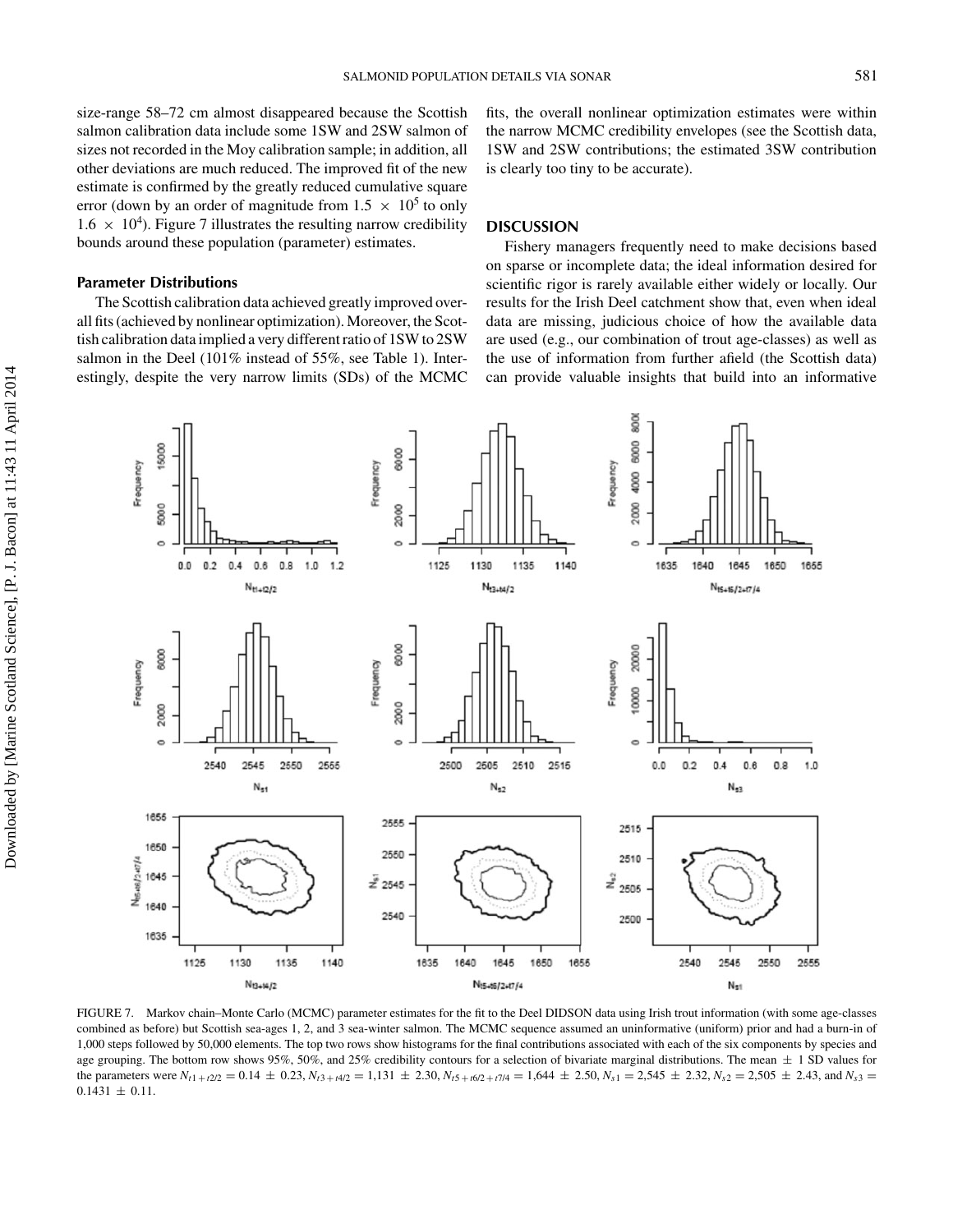size-range 58–72 cm almost disappeared because the Scottish salmon calibration data include some 1SW and 2SW salmon of sizes not recorded in the Moy calibration sample; in addition, all other deviations are much reduced. The improved fit of the new estimate is confirmed by the greatly reduced cumulative square error (down by an order of magnitude from $1.5 \times 10^5$ to only $1.6 \times 10^4$). Figure 7 illustrates the resulting narrow credibility bounds around these population (parameter) estimates.

### Parameter Distributions

The Scottish calibration data achieved greatly improved overall fits (achieved by nonlinear optimization). Moreover, the Scottish calibration data implied a very different ratio of 1SW to 2SW salmon in the Deel (101% instead of 55%, see Table 1). Interestingly, despite the very narrow limits (SDs) of the MCMC fits, the overall nonlinear optimization estimates were within the narrow MCMC credibility envelopes (see the Scottish data, 1SW and 2SW contributions; the estimated 3SW contribution is clearly too tiny to be accurate).

## DISCUSSION

Fishery managers frequently need to make decisions based on sparse or incomplete data; the ideal information desired for scientific rigor is rarely available either widely or locally. Our results for the Irish Deel catchment show that, even when ideal data are missing, judicious choice of how the available data are used (e.g., our combination of trout age-classes) as well as the use of information from further afield (the Scottish data) can provide valuable insights that build into an informative

FIGURE 7. Markov chain–Monte Carlo (MCMC) parameter estimates for the fit to the Deel DIDSON data using Irish trout information (with some age-classes combined as before) but Scottish sea-ages 1, 2, and 3 sea-winter salmon. The MCMC sequence assumed an uninformative (uniform) prior and had a burn-in of 1,000 steps followed by 50,000 elements. The top two rows show histograms for the final contributions associated with each of the six components by species and age grouping. The bottom row shows 95%, 50%, and 25% credibility contours for a selection of bivariate marginal distributions. The mean $\pm$ 1 SD values for the parameters were $N_{t1+t2/2} = 0.14 \pm 0.23$, $N_{t3+t4/2} = 1{,}131 \pm 2.30$, $N_{t5+t6/2+t7/4} = 1{,}644 \pm 2.50$, $N_{s1} = 2{,}545 \pm 2.32$, $N_{s2} = 2{,}505 \pm 2.43$, and $N_{s3} = 0.1431 \pm 0.11$.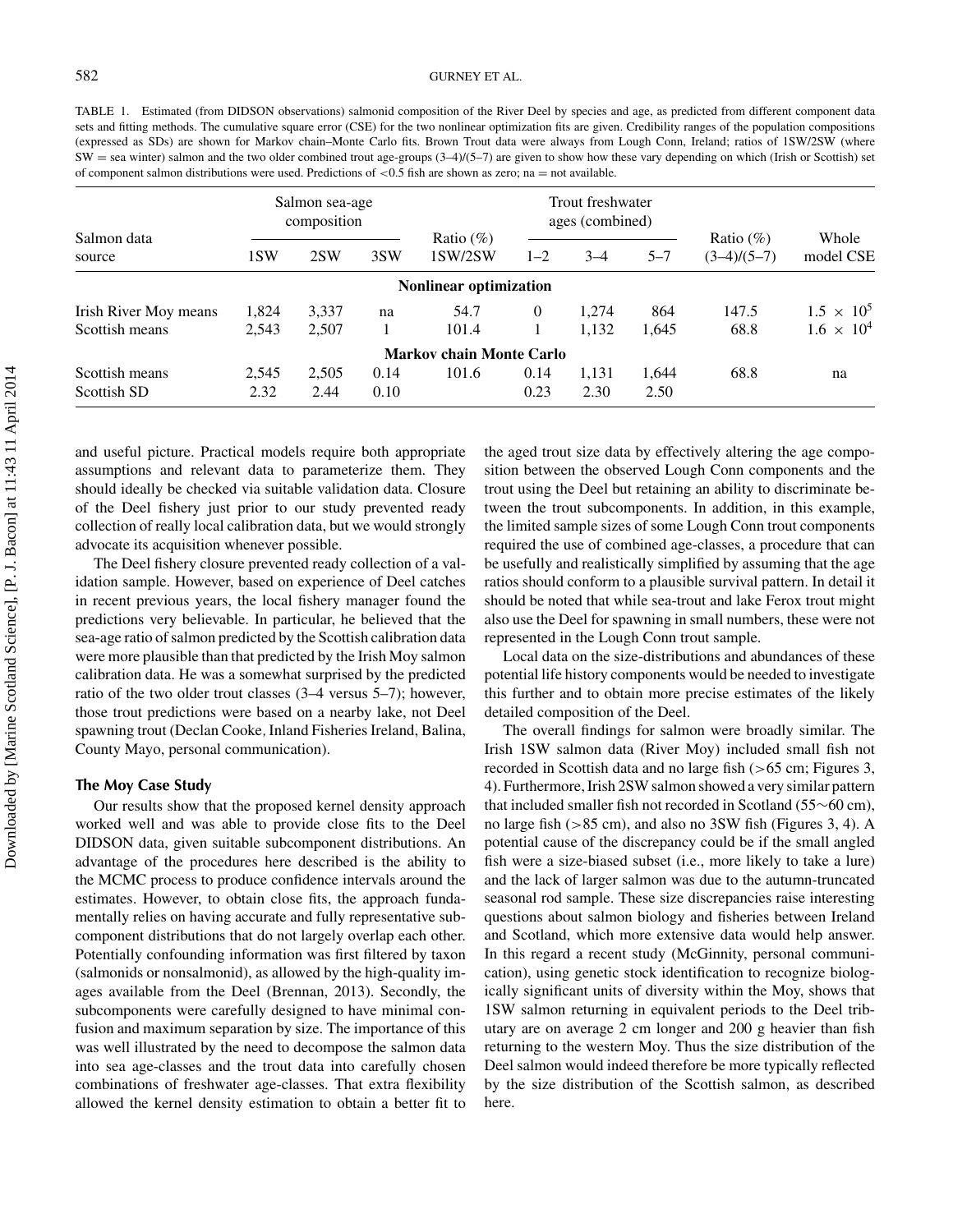TABLE 1. Estimated (from DIDSON observations) salmonid composition of the River Deel by species and age, as predicted from different component data sets and fitting methods. The cumulative square error (CSE) for the two nonlinear optimization fits are given. Credibility ranges of the population compositions (expressed as SDs) are shown for Markov chain–Monte Carlo fits. Brown Trout data were always from Lough Conn, Ireland; ratios of 1SW/2SW (where SW = sea winter) salmon and the two older combined trout age-groups (3–4)/(5–7) are given to show how these vary depending on which (Irish or Scottish) set of component salmon distributions were used. Predictions of <0.5 fish are shown as zero; na = not available.

| Salmon data source | Salmon sea-age composition | | | Ratio (%) | Trout freshwater ages (combined) | | | Ratio (%) | Whole |
|---|---|---|---|---|---|---|---|---|---|
| | 1SW | 2SW | 3SW | 1SW/2SW | 1–2 | 3–4 | 5–7 | (3–4)/(5–7) | model CSE |
| **Nonlinear optimization** | | | | | | | | | |
| Irish River Moy means | 1,824 | 3,337 | na | 54.7 | 0 | 1,274 | 864 | 147.5 | $1.5 \times 10^5$ |
| Scottish means | 2,543 | 2,507 | 1 | 101.4 | 1 | 1,132 | 1,645 | 68.8 | $1.6 \times 10^4$ |
| **Markov chain Monte Carlo** | | | | | | | | | |
| Scottish means | 2,545 | 2,505 | 0.14 | 101.6 | 0.14 | 1,131 | 1,644 | 68.8 | na |
| Scottish SD | 2.32 | 2.44 | 0.10 | | 0.23 | 2.30 | 2.50 | | |

and useful picture. Practical models require both appropriate assumptions and relevant data to parameterize them. They should ideally be checked via suitable validation data. Closure of the Deel fishery just prior to our study prevented ready collection of really local calibration data, but we would strongly advocate its acquisition whenever possible.

The Deel fishery closure prevented ready collection of a validation sample. However, based on experience of Deel catches in recent previous years, the local fishery manager found the predictions very believable. In particular, he believed that the sea-age ratio of salmon predicted by the Scottish calibration data were more plausible than that predicted by the Irish Moy salmon calibration data. He was a somewhat surprised by the predicted ratio of the two older trout classes (3–4 versus 5–7); however, those trout predictions were based on a nearby lake, not Deel spawning trout (Declan Cooke, Inland Fisheries Ireland, Balina, County Mayo, personal communication).

### The Moy Case Study

Our results show that the proposed kernel density approach worked well and was able to provide close fits to the Deel DIDSON data, given suitable subcomponent distributions. An advantage of the procedures here described is the ability to the MCMC process to produce confidence intervals around the estimates. However, to obtain close fits, the approach fundamentally relies on having accurate and fully representative subcomponent distributions that do not largely overlap each other. Potentially confounding information was first filtered by taxon (salmonids or nonsalmonid), as allowed by the high-quality images available from the Deel (Brennan, 2013). Secondly, the subcomponents were carefully designed to have minimal confusion and maximum separation by size. The importance of this was well illustrated by the need to decompose the salmon data into sea age-classes and the trout data into carefully chosen combinations of freshwater age-classes. That extra flexibility allowed the kernel density estimation to obtain a better fit to the aged trout size data by effectively altering the age composition between the observed Lough Conn components and the trout using the Deel but retaining an ability to discriminate between the trout subcomponents. In addition, in this example, the limited sample sizes of some Lough Conn trout components required the use of combined age-classes, a procedure that can be usefully and realistically simplified by assuming that the age ratios should conform to a plausible survival pattern. In detail it should be noted that while sea-trout and lake Ferox trout might also use the Deel for spawning in small numbers, these were not represented in the Lough Conn trout sample.

Local data on the size-distributions and abundances of these potential life history components would be needed to investigate this further and to obtain more precise estimates of the likely detailed composition of the Deel.

The overall findings for salmon were broadly similar. The Irish 1SW salmon data (River Moy) included small fish not recorded in Scottish data and no large fish (>65 cm; Figures 3, 4). Furthermore, Irish 2SW salmon showed a very similar pattern that included smaller fish not recorded in Scotland (55∼60 cm), no large fish (>85 cm), and also no 3SW fish (Figures 3, 4). A potential cause of the discrepancy could be if the small angled fish were a size-biased subset (i.e., more likely to take a lure) and the lack of larger salmon was due to the autumn-truncated seasonal rod sample. These size discrepancies raise interesting questions about salmon biology and fisheries between Ireland and Scotland, which more extensive data would help answer. In this regard a recent study (McGinnity, personal communication), using genetic stock identification to recognize biologically significant units of diversity within the Moy, shows that 1SW salmon returning in equivalent periods to the Deel tributary are on average 2 cm longer and 200 g heavier than fish returning to the western Moy. Thus the size distribution of the Deel salmon would indeed therefore be more typically reflected by the size distribution of the Scottish salmon, as described here.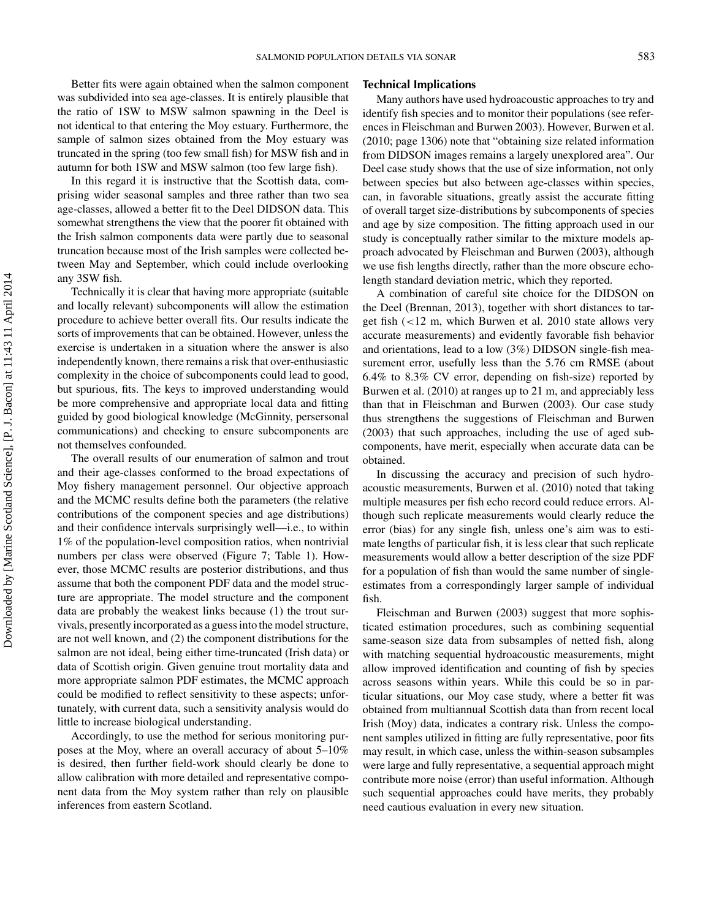Better fits were again obtained when the salmon component was subdivided into sea age-classes. It is entirely plausible that the ratio of 1SW to MSW salmon spawning in the Deel is not identical to that entering the Moy estuary. Furthermore, the sample of salmon sizes obtained from the Moy estuary was truncated in the spring (too few small fish) for MSW fish and in autumn for both 1SW and MSW salmon (too few large fish).

In this regard it is instructive that the Scottish data, comprising wider seasonal samples and three rather than two sea age-classes, allowed a better fit to the Deel DIDSON data. This somewhat strengthens the view that the poorer fit obtained with the Irish salmon components data were partly due to seasonal truncation because most of the Irish samples were collected between May and September, which could include overlooking any 3SW fish.

Technically it is clear that having more appropriate (suitable and locally relevant) subcomponents will allow the estimation procedure to achieve better overall fits. Our results indicate the sorts of improvements that can be obtained. However, unless the exercise is undertaken in a situation where the answer is also independently known, there remains a risk that over-enthusiastic complexity in the choice of subcomponents could lead to good, but spurious, fits. The keys to improved understanding would be more comprehensive and appropriate local data and fitting guided by good biological knowledge (McGinnity, persersonal communications) and checking to ensure subcomponents are not themselves confounded.

The overall results of our enumeration of salmon and trout and their age-classes conformed to the broad expectations of Moy fishery management personnel. Our objective approach and the MCMC results define both the parameters (the relative contributions of the component species and age distributions) and their confidence intervals surprisingly well—i.e., to within 1% of the population-level composition ratios, when nontrivial numbers per class were observed (Figure 7; Table 1). However, those MCMC results are posterior distributions, and thus assume that both the component PDF data and the model structure are appropriate. The model structure and the component data are probably the weakest links because (1) the trout survivals, presently incorporated as a guess into the model structure, are not well known, and (2) the component distributions for the salmon are not ideal, being either time-truncated (Irish data) or data of Scottish origin. Given genuine trout mortality data and more appropriate salmon PDF estimates, the MCMC approach could be modified to reflect sensitivity to these aspects; unfortunately, with current data, such a sensitivity analysis would do little to increase biological understanding.

Accordingly, to use the method for serious monitoring purposes at the Moy, where an overall accuracy of about 5–10% is desired, then further field-work should clearly be done to allow calibration with more detailed and representative component data from the Moy system rather than rely on plausible inferences from eastern Scotland.

## Technical Implications

Many authors have used hydroacoustic approaches to try and identify fish species and to monitor their populations (see references in Fleischman and Burwen 2003). However, Burwen et al. (2010; page 1306) note that "obtaining size related information from DIDSON images remains a largely unexplored area". Our Deel case study shows that the use of size information, not only between species but also between age-classes within species, can, in favorable situations, greatly assist the accurate fitting of overall target size-distributions by subcomponents of species and age by size composition. The fitting approach used in our study is conceptually rather similar to the mixture models approach advocated by Fleischman and Burwen (2003), although we use fish lengths directly, rather than the more obscure echo-length standard deviation metric, which they reported.

A combination of careful site choice for the DIDSON on the Deel (Brennan, 2013), together with short distances to target fish (<12 m, which Burwen et al. 2010 state allows very accurate measurements) and evidently favorable fish behavior and orientations, lead to a low (3%) DIDSON single-fish measurement error, usefully less than the 5.76 cm RMSE (about 6.4% to 8.3% CV error, depending on fish-size) reported by Burwen et al. (2010) at ranges up to 21 m, and appreciably less than that in Fleischman and Burwen (2003). Our case study thus strengthens the suggestions of Fleischman and Burwen (2003) that such approaches, including the use of aged subcomponents, have merit, especially when accurate data can be obtained.

In discussing the accuracy and precision of such hydroacoustic measurements, Burwen et al. (2010) noted that taking multiple measures per fish echo record could reduce errors. Although such replicate measurements would clearly reduce the error (bias) for any single fish, unless one's aim was to estimate lengths of particular fish, it is less clear that such replicate measurements would allow a better description of the size PDF for a population of fish than would the same number of single-estimates from a correspondingly larger sample of individual fish.

Fleischman and Burwen (2003) suggest that more sophisticated estimation procedures, such as combining sequential same-season size data from subsamples of netted fish, along with matching sequential hydroacoustic measurements, might allow improved identification and counting of fish by species across seasons within years. While this could be so in particular situations, our Moy case study, where a better fit was obtained from multiannual Scottish data than from recent local Irish (Moy) data, indicates a contrary risk. Unless the component samples utilized in fitting are fully representative, poor fits may result, in which case, unless the within-season subsamples were large and fully representative, a sequential approach might contribute more noise (error) than useful information. Although such sequential approaches could have merits, they probably need cautious evaluation in every new situation.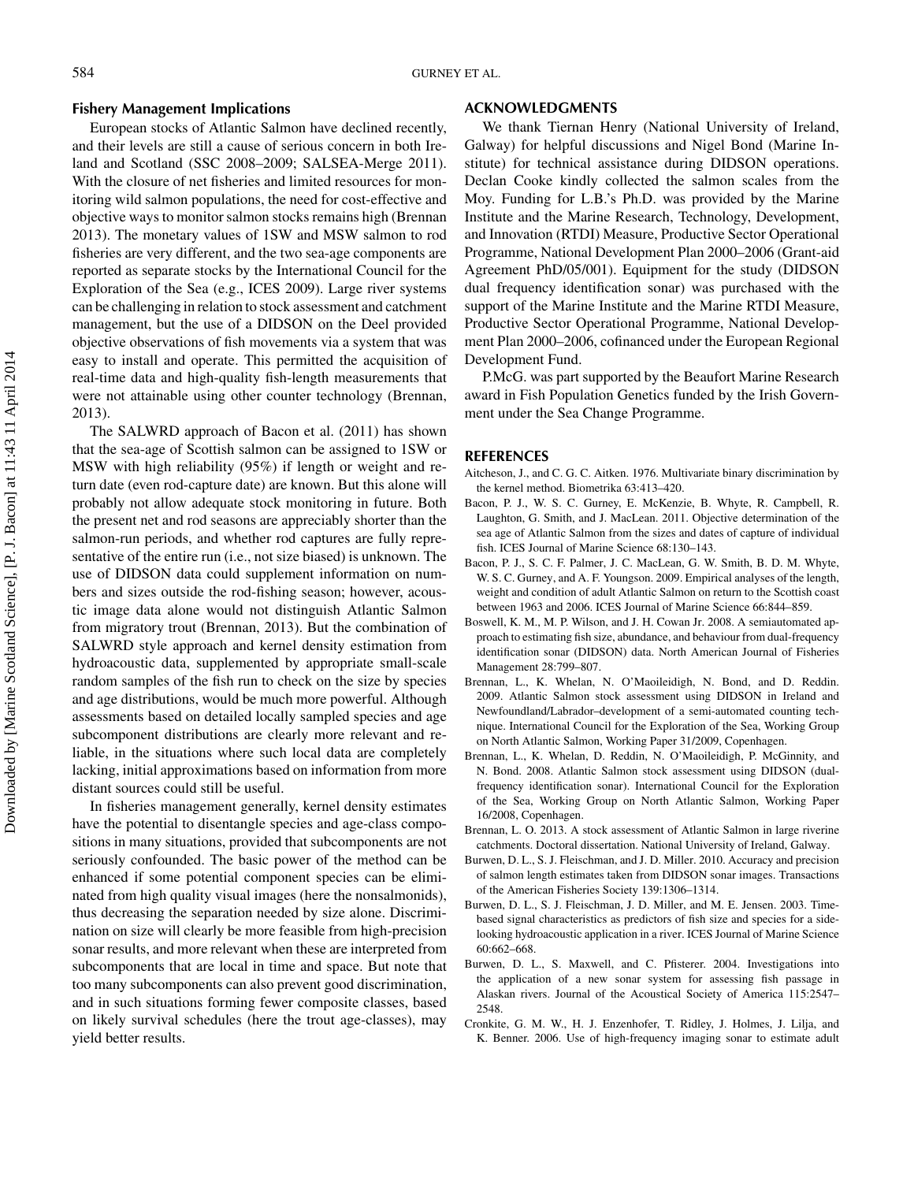### Fishery Management Implications

European stocks of Atlantic Salmon have declined recently, and their levels are still a cause of serious concern in both Ireland and Scotland (SSC 2008–2009; SALSEA-Merge 2011). With the closure of net fisheries and limited resources for monitoring wild salmon populations, the need for cost-effective and objective ways to monitor salmon stocks remains high (Brennan 2013). The monetary values of 1SW and MSW salmon to rod fisheries are very different, and the two sea-age components are reported as separate stocks by the International Council for the Exploration of the Sea (e.g., ICES 2009). Large river systems can be challenging in relation to stock assessment and catchment management, but the use of a DIDSON on the Deel provided objective observations of fish movements via a system that was easy to install and operate. This permitted the acquisition of real-time data and high-quality fish-length measurements that were not attainable using other counter technology (Brennan, 2013).

The SALWRD approach of Bacon et al. (2011) has shown that the sea-age of Scottish salmon can be assigned to 1SW or MSW with high reliability (95%) if length or weight and return date (even rod-capture date) are known. But this alone will probably not allow adequate stock monitoring in future. Both the present net and rod seasons are appreciably shorter than the salmon-run periods, and whether rod captures are fully representative of the entire run (i.e., not size biased) is unknown. The use of DIDSON data could supplement information on numbers and sizes outside the rod-fishing season; however, acoustic image data alone would not distinguish Atlantic Salmon from migratory trout (Brennan, 2013). But the combination of SALWRD style approach and kernel density estimation from hydroacoustic data, supplemented by appropriate small-scale random samples of the fish run to check on the size by species and age distributions, would be much more powerful. Although assessments based on detailed locally sampled species and age subcomponent distributions are clearly more relevant and reliable, in the situations where such local data are completely lacking, initial approximations based on information from more distant sources could still be useful.

In fisheries management generally, kernel density estimates have the potential to disentangle species and age-class compositions in many situations, provided that subcomponents are not seriously confounded. The basic power of the method can be enhanced if some potential component species can be eliminated from high quality visual images (here the nonsalmonids), thus decreasing the separation needed by size alone. Discrimination on size will clearly be more feasible from high-precision sonar results, and more relevant when these are interpreted from subcomponents that are local in time and space. But note that too many subcomponents can also prevent good discrimination, and in such situations forming fewer composite classes, based on likely survival schedules (here the trout age-classes), may yield better results.

## ACKNOWLEDGMENTS

We thank Tiernan Henry (National University of Ireland, Galway) for helpful discussions and Nigel Bond (Marine Institute) for technical assistance during DIDSON operations. Declan Cooke kindly collected the salmon scales from the Moy. Funding for L.B.'s Ph.D. was provided by the Marine Institute and the Marine Research, Technology, Development, and Innovation (RTDI) Measure, Productive Sector Operational Programme, National Development Plan 2000–2006 (Grant-aid Agreement PhD/05/001). Equipment for the study (DIDSON dual frequency identification sonar) was purchased with the support of the Marine Institute and the Marine RTDI Measure, Productive Sector Operational Programme, National Development Plan 2000–2006, cofinanced under the European Regional Development Fund.

P.McG. was part supported by the Beaufort Marine Research award in Fish Population Genetics funded by the Irish Government under the Sea Change Programme.

## REFERENCES

Aitcheson, J., and C. G. C. Aitken. 1976. Multivariate binary discrimination by the kernel method. Biometrika 63:413–420.

Bacon, P. J., W. S. C. Gurney, E. McKenzie, B. Whyte, R. Campbell, R. Laughton, G. Smith, and J. MacLean. 2011. Objective determination of the sea age of Atlantic Salmon from the sizes and dates of capture of individual fish. ICES Journal of Marine Science 68:130–143.

Bacon, P. J., S. C. F. Palmer, J. C. MacLean, G. W. Smith, B. D. M. Whyte, W. S. C. Gurney, and A. F. Youngson. 2009. Empirical analyses of the length, weight and condition of adult Atlantic Salmon on return to the Scottish coast between 1963 and 2006. ICES Journal of Marine Science 66:844–859.

Boswell, K. M., M. P. Wilson, and J. H. Cowan Jr. 2008. A semiautomated approach to estimating fish size, abundance, and behaviour from dual-frequency identification sonar (DIDSON) data. North American Journal of Fisheries Management 28:799–807.

Brennan, L., K. Whelan, N. O'Maoileidigh, N. Bond, and D. Reddin. 2009. Atlantic Salmon stock assessment using DIDSON in Ireland and Newfoundland/Labrador–development of a semi-automated counting technique. International Council for the Exploration of the Sea, Working Group on North Atlantic Salmon, Working Paper 31/2009, Copenhagen.

Brennan, L., K. Whelan, D. Reddin, N. O'Maoileidigh, P. McGinnity, and N. Bond. 2008. Atlantic Salmon stock assessment using DIDSON (dual-frequency identification sonar). International Council for the Exploration of the Sea, Working Group on North Atlantic Salmon, Working Paper 16/2008, Copenhagen.

Brennan, L. O. 2013. A stock assessment of Atlantic Salmon in large riverine catchments. Doctoral dissertation. National University of Ireland, Galway.

Burwen, D. L., S. J. Fleischman, and J. D. Miller. 2010. Accuracy and precision of salmon length estimates taken from DIDSON sonar images. Transactions of the American Fisheries Society 139:1306–1314.

Burwen, D. L., S. J. Fleischman, J. D. Miller, and M. E. Jensen. 2003. Time-based signal characteristics as predictors of fish size and species for a side-looking hydroacoustic application in a river. ICES Journal of Marine Science 60:662–668.

Burwen, D. L., S. Maxwell, and C. Pfisterer. 2004. Investigations into the application of a new sonar system for assessing fish passage in Alaskan rivers. Journal of the Acoustical Society of America 115:2547–2548.

Cronkite, G. M. W., H. J. Enzenhofer, T. Ridley, J. Holmes, J. Lilja, and K. Benner. 2006. Use of high-frequency imaging sonar to estimate adult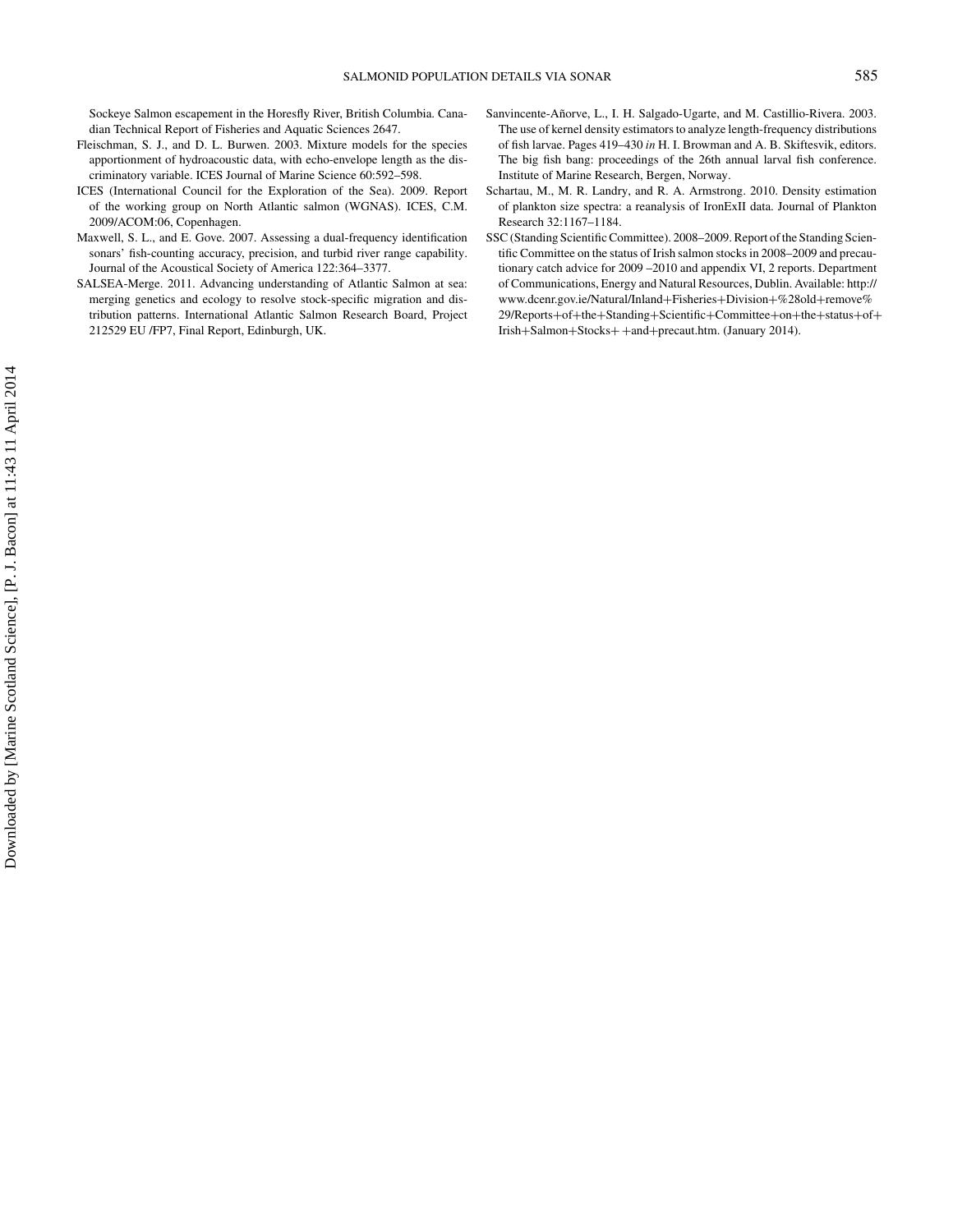Sockeye Salmon escapement in the Horesfly River, British Columbia. Canadian Technical Report of Fisheries and Aquatic Sciences 2647.

Fleischman, S. J., and D. L. Burwen. 2003. Mixture models for the species apportionment of hydroacoustic data, with echo-envelope length as the discriminatory variable. ICES Journal of Marine Science 60:592–598.

ICES (International Council for the Exploration of the Sea). 2009. Report of the working group on North Atlantic salmon (WGNAS). ICES, C.M. 2009/ACOM:06, Copenhagen.

Maxwell, S. L., and E. Gove. 2007. Assessing a dual-frequency identification sonars' fish-counting accuracy, precision, and turbid river range capability. Journal of the Acoustical Society of America 122:364–3377.

SALSEA-Merge. 2011. Advancing understanding of Atlantic Salmon at sea: merging genetics and ecology to resolve stock-specific migration and distribution patterns. International Atlantic Salmon Research Board, Project 212529 EU /FP7, Final Report, Edinburgh, UK.

Sanvincente-Añorve, L., I. H. Salgado-Ugarte, and M. Castillio-Rivera. 2003. The use of kernel density estimators to analyze length-frequency distributions of fish larvae. Pages 419–430 *in* H. I. Browman and A. B. Skiftesvik, editors. The big fish bang: proceedings of the 26th annual larval fish conference. Institute of Marine Research, Bergen, Norway.

Schartau, M., M. R. Landry, and R. A. Armstrong. 2010. Density estimation of plankton size spectra: a reanalysis of IronExII data. Journal of Plankton Research 32:1167–1184.

SSC (Standing Scientific Committee). 2008–2009. Report of the Standing Scientific Committee on the status of Irish salmon stocks in 2008–2009 and precautionary catch advice for 2009 –2010 and appendix VI, 2 reports. Department of Communications, Energy and Natural Resources, Dublin. Available: http://www.dcenr.gov.ie/Natural/Inland+Fisheries+Division+%28old+remove%29/Reports+of+the+Standing+Scientific+Committee+on+the+status+of+Irish+Salmon+Stocks+ +and+precaut.htm. (January 2014).